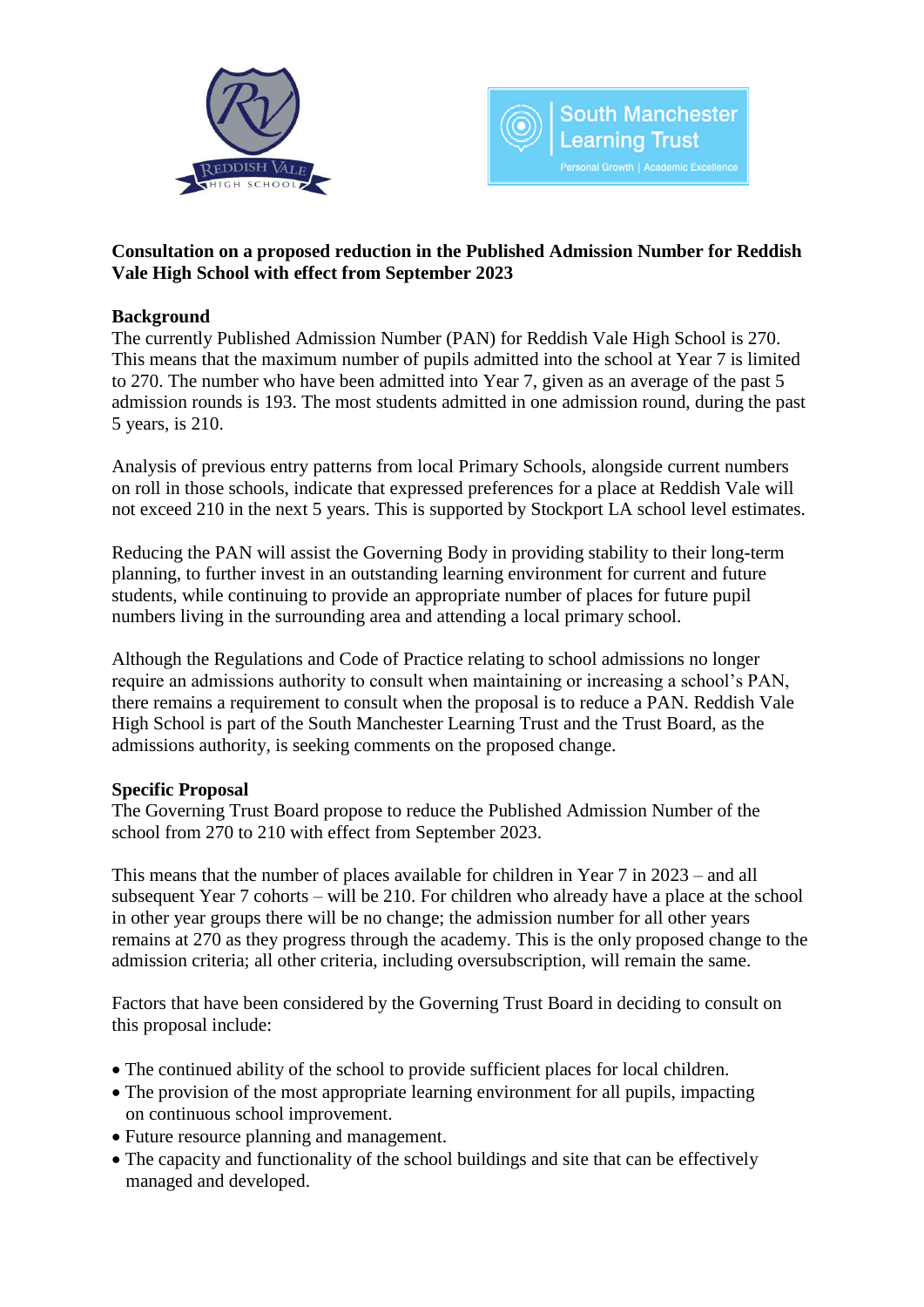**Consultation on a proposed reduction in the Published Admission Number for Reddish Vale High School with effect from September 2023**

**Background**

The currently Published Admission Number (PAN) for Reddish Vale High School is 270. This means that the maximum number of pupils admitted into the school at Year 7 is limited to 270. The number who have been admitted into Year 7, given as an average of the past 5 admission rounds is 193. The most students admitted in one admission round, during the past 5 years, is 210.

Analysis of previous entry patterns from local Primary Schools, alongside current numbers on roll in those schools, indicate that expressed preferences for a place at Reddish Vale will not exceed 210 in the next 5 years. This is supported by Stockport LA school level estimates.

Reducing the PAN will assist the Governing Body in providing stability to their long-term planning, to further invest in an outstanding learning environment for current and future students, while continuing to provide an appropriate number of places for future pupil numbers living in the surrounding area and attending a local primary school.

Although the Regulations and Code of Practice relating to school admissions no longer require an admissions authority to consult when maintaining or increasing a school's PAN, there remains a requirement to consult when the proposal is to reduce a PAN. Reddish Vale High School is part of the South Manchester Learning Trust and the Trust Board, as the admissions authority, is seeking comments on the proposed change.

**Specific Proposal**

The Governing Trust Board propose to reduce the Published Admission Number of the school from 270 to 210 with effect from September 2023.

This means that the number of places available for children in Year 7 in 2023 – and all subsequent Year 7 cohorts – will be 210. For children who already have a place at the school in other year groups there will be no change; the admission number for all other years remains at 270 as they progress through the academy. This is the only proposed change to the admission criteria; all other criteria, including oversubscription, will remain the same.

Factors that have been considered by the Governing Trust Board in deciding to consult on this proposal include:

- The continued ability of the school to provide sufficient places for local children.
- The provision of the most appropriate learning environment for all pupils, impacting on continuous school improvement.
- Future resource planning and management.
- The capacity and functionality of the school buildings and site that can be effectively managed and developed.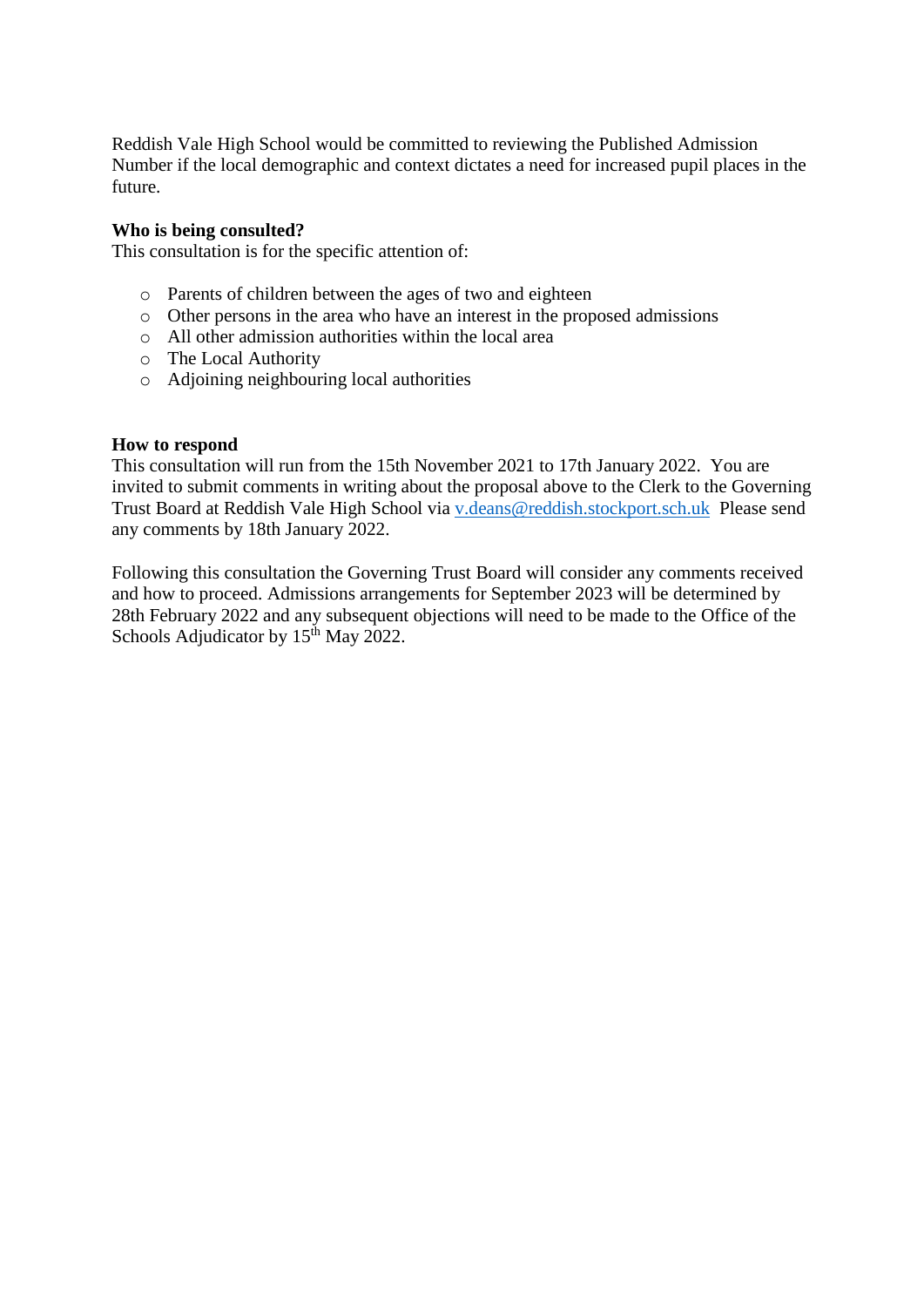Reddish Vale High School would be committed to reviewing the Published Admission Number if the local demographic and context dictates a need for increased pupil places in the future.

**Who is being consulted?**
This consultation is for the specific attention of:

- Parents of children between the ages of two and eighteen
- Other persons in the area who have an interest in the proposed admissions
- All other admission authorities within the local area
- The Local Authority
- Adjoining neighbouring local authorities

**How to respond**
This consultation will run from the 15th November 2021 to 17th January 2022. You are invited to submit comments in writing about the proposal above to the Clerk to the Governing Trust Board at Reddish Vale High School via v.deans@reddish.stockport.sch.uk Please send any comments by 18th January 2022.

Following this consultation the Governing Trust Board will consider any comments received and how to proceed. Admissions arrangements for September 2023 will be determined by 28th February 2022 and any subsequent objections will need to be made to the Office of the Schools Adjudicator by 15th May 2022.